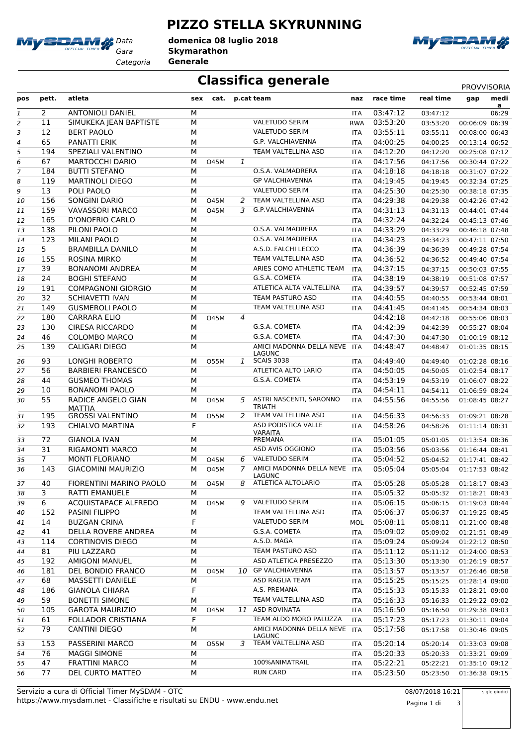# PIZZO STELLA SKYRUNNING

Data: domenica 08 luglio 2018
Gara: Skymarathon
Categoria: Generale

## Classifica generale

PROVVISORIA

| pos | pett. | atleta | sex | cat. | p.cat | team | naz | race time | real time | gap | media |
|---|---|---|---|---|---|---|---|---|---|---|---|
| 1 | 2 | ANTONIOLI DANIEL | M | | | | ITA | 03:47:12 | 03:47:12 | | 06:29 |
| 2 | 11 | SIMUKEKA JEAN BAPTISTE | M | | | VALETUDO SERIM | RWA | 03:53:20 | 03:53:20 | 00:06:09 | 06:39 |
| 3 | 12 | BERT PAOLO | M | | | VALETUDO SERIM | ITA | 03:55:11 | 03:55:11 | 00:08:00 | 06:43 |
| 4 | 65 | PANATTI ERIK | M | | | G.P. VALCHIAVENNA | ITA | 04:00:25 | 04:00:25 | 00:13:14 | 06:52 |
| 5 | 194 | SPEZIALI VALENTINO | M | | | TEAM VALTELLINA ASD | ITA | 04:12:20 | 04:12:20 | 00:25:08 | 07:12 |
| 6 | 67 | MARTOCCHI DARIO | M | O45M | 1 | | ITA | 04:17:56 | 04:17:56 | 00:30:44 | 07:22 |
| 7 | 184 | BUTTI STEFANO | M | | | O.S.A. VALMADRERA | ITA | 04:18:18 | 04:18:18 | 00:31:07 | 07:22 |
| 8 | 119 | MARTINOLI DIEGO | M | | | GP VALCHIAVENNA | ITA | 04:19:45 | 04:19:45 | 00:32:34 | 07:25 |
| 9 | 13 | POLI PAOLO | M | | | VALETUDO SERIM | ITA | 04:25:30 | 04:25:30 | 00:38:18 | 07:35 |
| 10 | 156 | SONGINI DARIO | M | O45M | 2 | TEAM VALTELLINA ASD | ITA | 04:29:38 | 04:29:38 | 00:42:26 | 07:42 |
| 11 | 159 | VAVASSORI MARCO | M | O45M | 3 | G.P.VALCHIAVENNA | ITA | 04:31:13 | 04:31:13 | 00:44:01 | 07:44 |
| 12 | 165 | D'ONOFRIO CARLO | M | | | | ITA | 04:32:24 | 04:32:24 | 00:45:13 | 07:46 |
| 13 | 138 | PILONI PAOLO | M | | | O.S.A. VALMADRERA | ITA | 04:33:29 | 04:33:29 | 00:46:18 | 07:48 |
| 14 | 123 | MILANI PAOLO | M | | | O.S.A. VALMADRERA | ITA | 04:34:23 | 04:34:23 | 00:47:11 | 07:50 |
| 15 | 5 | BRAMBILLA DANILO | M | | | A.S.D. FALCHI LECCO | ITA | 04:36:39 | 04:36:39 | 00:49:28 | 07:54 |
| 16 | 155 | ROSINA MIRKO | M | | | TEAM VALTELLINA ASD | ITA | 04:36:52 | 04:36:52 | 00:49:40 | 07:54 |
| 17 | 39 | BONANOMI ANDREA | M | | | ARIES COMO ATHLETIC TEAM | ITA | 04:37:15 | 04:37:15 | 00:50:03 | 07:55 |
| 18 | 24 | BOGHI STEFANO | M | | | G.S.A. COMETA | ITA | 04:38:19 | 04:38:19 | 00:51:08 | 07:57 |
| 19 | 191 | COMPAGNONI GIORGIO | M | | | ATLETICA ALTA VALTELLINA | ITA | 04:39:57 | 04:39:57 | 00:52:45 | 07:59 |
| 20 | 32 | SCHIAVETTI IVAN | M | | | TEAM PASTURO ASD | ITA | 04:40:55 | 04:40:55 | 00:53:44 | 08:01 |
| 21 | 149 | GUSMEROLI PAOLO | M | | | TEAM VALTELLINA ASD | ITA | 04:41:45 | 04:41:45 | 00:54:34 | 08:03 |
| 22 | 180 | CARRARA ELIO | M | O45M | 4 | | | 04:42:18 | 04:42:18 | 00:55:06 | 08:03 |
| 23 | 130 | CIRESA RICCARDO | M | | | G.S.A. COMETA | ITA | 04:42:39 | 04:42:39 | 00:55:27 | 08:04 |
| 24 | 46 | COLOMBO MARCO | M | | | G.S.A. COMETA | ITA | 04:47:30 | 04:47:30 | 01:00:19 | 08:12 |
| 25 | 139 | CALIGARI DIEGO | M | | | AMICI MADONNA DELLA NEVE LAGUNC | ITA | 04:48:47 | 04:48:47 | 01:01:35 | 08:15 |
| 26 | 93 | LONGHI ROBERTO | M | O55M | 1 | SCAIS 3038 | ITA | 04:49:40 | 04:49:40 | 01:02:28 | 08:16 |
| 27 | 56 | BARBIERI FRANCESCO | M | | | ATLETICA ALTO LARIO | ITA | 04:50:05 | 04:50:05 | 01:02:54 | 08:17 |
| 28 | 44 | GUSMEO THOMAS | M | | | G.S.A. COMETA | ITA | 04:53:19 | 04:53:19 | 01:06:07 | 08:22 |
| 29 | 10 | BONANOMI PAOLO | M | | | | ITA | 04:54:11 | 04:54:11 | 01:06:59 | 08:24 |
| 30 | 55 | RADICE ANGELO GIAN MATTIA | M | O45M | 5 | ASTRI NASCENTI, SARONNO TRIATH | ITA | 04:55:56 | 04:55:56 | 01:08:45 | 08:27 |
| 31 | 195 | GROSSI VALENTINO | M | O55M | 2 | TEAM VALTELLINA ASD | ITA | 04:56:33 | 04:56:33 | 01:09:21 | 08:28 |
| 32 | 193 | CHIALVO MARTINA | F | | | ASD PODISTICA VALLE VARAITA | ITA | 04:58:26 | 04:58:26 | 01:11:14 | 08:31 |
| 33 | 72 | GIANOLA IVAN | M | | | PREMANA | ITA | 05:01:05 | 05:01:05 | 01:13:54 | 08:36 |
| 34 | 31 | RIGAMONTI MARCO | M | | | ASD AVIS OGGIONO | ITA | 05:03:56 | 05:03:56 | 01:16:44 | 08:41 |
| 35 | 7 | MONTI FLORIANO | M | O45M | 6 | VALETUDO SERIM | ITA | 05:04:52 | 05:04:52 | 01:17:41 | 08:42 |
| 36 | 143 | GIACOMINI MAURIZIO | M | O45M | 7 | AMICI MADONNA DELLA NEVE LAGUNC | ITA | 05:05:04 | 05:05:04 | 01:17:53 | 08:42 |
| 37 | 40 | FIORENTINI MARINO PAOLO | M | O45M | 8 | ATLETICA ALTOLARIO | ITA | 05:05:28 | 05:05:28 | 01:18:17 | 08:43 |
| 38 | 3 | RATTI EMANUELE | M | | | | ITA | 05:05:32 | 05:05:32 | 01:18:21 | 08:43 |
| 39 | 6 | ACQUISTAPACE ALFREDO | M | O45M | 9 | VALETUDO SERIM | ITA | 05:06:15 | 05:06:15 | 01:19:03 | 08:44 |
| 40 | 152 | PASINI FILIPPO | M | | | TEAM VALTELLINA ASD | ITA | 05:06:37 | 05:06:37 | 01:19:25 | 08:45 |
| 41 | 14 | BUZGAN CRINA | F | | | VALETUDO SERIM | MOL | 05:08:11 | 05:08:11 | 01:21:00 | 08:48 |
| 42 | 41 | DELLA ROVERE ANDREA | M | | | G.S.A. COMETA | ITA | 05:09:02 | 05:09:02 | 01:21:51 | 08:49 |
| 43 | 114 | CORTINOVIS DIEGO | M | | | A.S.D. MAGA | ITA | 05:09:24 | 05:09:24 | 01:22:12 | 08:50 |
| 44 | 81 | PIU LAZZARO | M | | | TEAM PASTURO ASD | ITA | 05:11:12 | 05:11:12 | 01:24:00 | 08:53 |
| 45 | 192 | AMIGONI MANUEL | M | | | ASD ATLETICA PRESEZZO | ITA | 05:13:30 | 05:13:30 | 01:26:19 | 08:57 |
| 46 | 181 | DEL BONDIO FRANCO | M | O45M | 10 | GP VALCHIAVENNA | ITA | 05:13:57 | 05:13:57 | 01:26:46 | 08:58 |
| 47 | 68 | MASSETTI DANIELE | M | | | ASD RAGLIA TEAM | ITA | 05:15:25 | 05:15:25 | 01:28:14 | 09:00 |
| 48 | 186 | GIANOLA CHIARA | F | | | A.S. PREMANA | ITA | 05:15:33 | 05:15:33 | 01:28:21 | 09:00 |
| 49 | 59 | BONETTI SIMONE | M | | | TEAM VALTELLINA ASD | ITA | 05:16:33 | 05:16:33 | 01:29:22 | 09:02 |
| 50 | 105 | GAROTA MAURIZIO | M | O45M | 11 | ASD ROVINATA | ITA | 05:16:50 | 05:16:50 | 01:29:38 | 09:03 |
| 51 | 61 | FOLLADOR CRISTIANA | F | | | TEAM ALDO MORO PALUZZA | ITA | 05:17:23 | 05:17:23 | 01:30:11 | 09:04 |
| 52 | 79 | CANTINI DIEGO | M | | | AMICI MADONNA DELLA NEVE LAGUNC | ITA | 05:17:58 | 05:17:58 | 01:30:46 | 09:05 |
| 53 | 153 | PASSERINI MARCO | M | O55M | 3 | TEAM VALTELLINA ASD | ITA | 05:20:14 | 05:20:14 | 01:33:03 | 09:08 |
| 54 | 76 | MAGGI SIMONE | M | | | | ITA | 05:20:33 | 05:20:33 | 01:33:21 | 09:09 |
| 55 | 47 | FRATTINI MARCO | M | | | 100%ANIMATRAIL | ITA | 05:22:21 | 05:22:21 | 01:35:10 | 09:12 |
| 56 | 77 | DEL CURTO MATTEO | M | | | RUN CARD | ITA | 05:23:50 | 05:23:50 | 01:36:38 | 09:15 |

Servizio a cura di Official Timer MySDAM - OTC
https://www.mysdam.net - Classifiche e risultati su ENDU - www.endu.net

08/07/2018 16:21

sigle giudici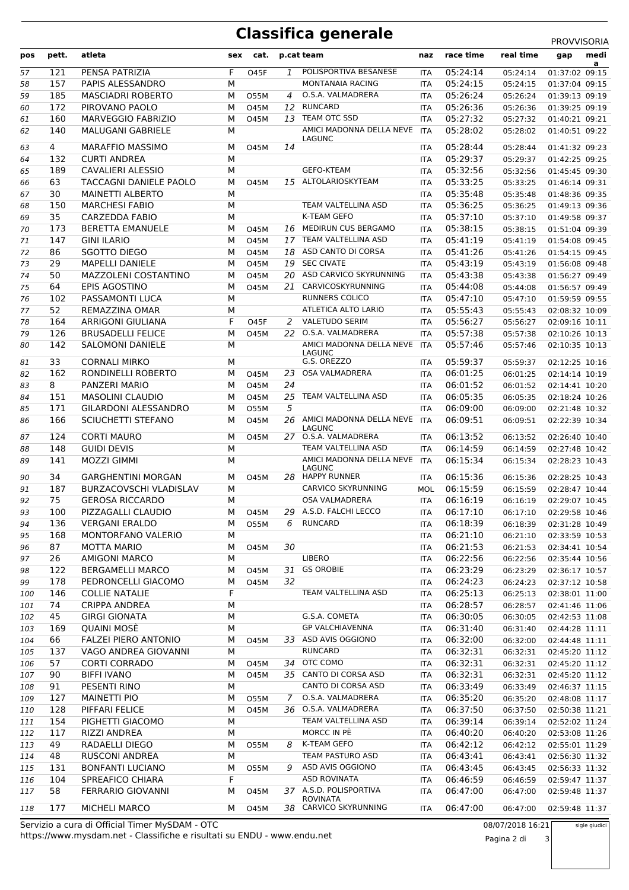# Classifica generale

PROVVISORIA

| pos | pett. | atleta | sex | cat. | p.cat | team | naz | race time | real time | gap | media |
|---|---|---|---|---|---|---|---|---|---|---|---|
| 57 | 121 | PENSA PATRIZIA | F | O45F | 1 | POLISPORTIVA BESANESE | ITA | 05:24:14 | 05:24:14 | 01:37:02 | 09:15 |
| 58 | 157 | PAPIS ALESSANDRO | M | | | MONTANAIA RACING | ITA | 05:24:15 | 05:24:15 | 01:37:04 | 09:15 |
| 59 | 185 | MASCIADRI ROBERTO | M | O55M | 4 | O.S.A. VALMADRERA | ITA | 05:26:24 | 05:26:24 | 01:39:13 | 09:19 |
| 60 | 172 | PIROVANO PAOLO | M | O45M | 12 | RUNCARD | ITA | 05:26:36 | 05:26:36 | 01:39:25 | 09:19 |
| 61 | 160 | MARVEGGIO FABRIZIO | M | O45M | 13 | TEAM OTC SSD | ITA | 05:27:32 | 05:27:32 | 01:40:21 | 09:21 |
| 62 | 140 | MALUGANI GABRIELE | M | | | AMICI MADONNA DELLA NEVE LAGUNC | ITA | 05:28:02 | 05:28:02 | 01:40:51 | 09:22 |
| 63 | 4 | MARAFFIO MASSIMO | M | O45M | 14 | | ITA | 05:28:44 | 05:28:44 | 01:41:32 | 09:23 |
| 64 | 132 | CURTI ANDREA | M | | | | ITA | 05:29:37 | 05:29:37 | 01:42:25 | 09:25 |
| 65 | 189 | CAVALIERI ALESSIO | M | | | GEFO-KTEAM | ITA | 05:32:56 | 05:32:56 | 01:45:45 | 09:30 |
| 66 | 63 | TACCAGNI DANIELE PAOLO | M | O45M | 15 | ALTOLARIOSKYTEAM | ITA | 05:33:25 | 05:33:25 | 01:46:14 | 09:31 |
| 67 | 30 | MAINETTI ALBERTO | M | | | | ITA | 05:35:48 | 05:35:48 | 01:48:36 | 09:35 |
| 68 | 150 | MARCHESI FABIO | M | | | TEAM VALTELLINA ASD | ITA | 05:36:25 | 05:36:25 | 01:49:13 | 09:36 |
| 69 | 35 | CARZEDDA FABIO | M | | | K-TEAM GEFO | ITA | 05:37:10 | 05:37:10 | 01:49:58 | 09:37 |
| 70 | 173 | BERETTA EMANUELE | M | O45M | 16 | MEDIRUN CUS BERGAMO | ITA | 05:38:15 | 05:38:15 | 01:51:04 | 09:39 |
| 71 | 147 | GINI ILARIO | M | O45M | 17 | TEAM VALTELLINA ASD | ITA | 05:41:19 | 05:41:19 | 01:54:08 | 09:45 |
| 72 | 86 | SGOTTO DIEGO | M | O45M | 18 | ASD CANTO DI CORSA | ITA | 05:41:26 | 05:41:26 | 01:54:15 | 09:45 |
| 73 | 29 | MAPELLI DANIELE | M | O45M | 19 | SEC CIVATE | ITA | 05:43:19 | 05:43:19 | 01:56:08 | 09:48 |
| 74 | 50 | MAZZOLENI COSTANTINO | M | O45M | 20 | ASD CARVICO SKYRUNNING | ITA | 05:43:38 | 05:43:38 | 01:56:27 | 09:49 |
| 75 | 64 | EPIS AGOSTINO | M | O45M | 21 | CARVICOSKYRUNNING | ITA | 05:44:08 | 05:44:08 | 01:56:57 | 09:49 |
| 76 | 102 | PASSAMONTI LUCA | M | | | RUNNERS COLICO | ITA | 05:47:10 | 05:47:10 | 01:59:59 | 09:55 |
| 77 | 52 | REMAZZINA OMAR | M | | | ATLETICA ALTO LARIO | ITA | 05:55:43 | 05:55:43 | 02:08:32 | 10:09 |
| 78 | 164 | ARRIGONI GIULIANA | F | O45F | 2 | VALETUDO SERIM | ITA | 05:56:27 | 05:56:27 | 02:09:16 | 10:11 |
| 79 | 126 | BRUSADELLI FELICE | M | O45M | 22 | O.S.A. VALMADRERA | ITA | 05:57:38 | 05:57:38 | 02:10:26 | 10:13 |
| 80 | 142 | SALOMONI DANIELE | M | | | AMICI MADONNA DELLA NEVE LAGUNC | ITA | 05:57:46 | 05:57:46 | 02:10:35 | 10:13 |
| 81 | 33 | CORNALI MIRKO | M | | | G.S. OREZZO | ITA | 05:59:37 | 05:59:37 | 02:12:25 | 10:16 |
| 82 | 162 | RONDINELLI ROBERTO | M | O45M | 23 | OSA VALMADRERA | ITA | 06:01:25 | 06:01:25 | 02:14:14 | 10:19 |
| 83 | 8 | PANZERI MARIO | M | O45M | 24 | | ITA | 06:01:52 | 06:01:52 | 02:14:41 | 10:20 |
| 84 | 151 | MASOLINI CLAUDIO | M | O45M | 25 | TEAM VALTELLINA ASD | ITA | 06:05:35 | 06:05:35 | 02:18:24 | 10:26 |
| 85 | 171 | GILARDONI ALESSANDRO | M | O55M | 5 | | ITA | 06:09:00 | 06:09:00 | 02:21:48 | 10:32 |
| 86 | 166 | SCIUCHETTI STEFANO | M | O45M | 26 | AMICI MADONNA DELLA NEVE LAGUNC | ITA | 06:09:51 | 06:09:51 | 02:22:39 | 10:34 |
| 87 | 124 | CORTI MAURO | M | O45M | 27 | O.S.A. VALMADRERA | ITA | 06:13:52 | 06:13:52 | 02:26:40 | 10:40 |
| 88 | 148 | GUIDI DEVIS | M | | | TEAM VALTELLINA ASD | ITA | 06:14:59 | 06:14:59 | 02:27:48 | 10:42 |
| 89 | 141 | MOZZI GIMMI | M | | | AMICI MADONNA DELLA NEVE LAGUNC | ITA | 06:15:34 | 06:15:34 | 02:28:23 | 10:43 |
| 90 | 34 | GARGHENTINI MORGAN | M | O45M | 28 | HAPPY RUNNER | ITA | 06:15:36 | 06:15:36 | 02:28:25 | 10:43 |
| 91 | 187 | BURZACOVSCHI VLADISLAV | M | | | CARVICO SKYRUNNING | MOL | 06:15:59 | 06:15:59 | 02:28:47 | 10:44 |
| 92 | 75 | GEROSA RICCARDO | M | | | OSA VALMADRERA | ITA | 06:16:19 | 06:16:19 | 02:29:07 | 10:45 |
| 93 | 100 | PIZZAGALLI CLAUDIO | M | O45M | 29 | A.S.D. FALCHI LECCO | ITA | 06:17:10 | 06:17:10 | 02:29:58 | 10:46 |
| 94 | 136 | VERGANI ERALDO | M | O55M | 6 | RUNCARD | ITA | 06:18:39 | 06:18:39 | 02:31:28 | 10:49 |
| 95 | 168 | MONTORFANO VALERIO | M | | | | ITA | 06:21:10 | 06:21:10 | 02:33:59 | 10:53 |
| 96 | 87 | MOTTA MARIO | M | O45M | 30 | | ITA | 06:21:53 | 06:21:53 | 02:34:41 | 10:54 |
| 97 | 26 | AMIGONI MARCO | M | | | LIBERO | ITA | 06:22:56 | 06:22:56 | 02:35:44 | 10:56 |
| 98 | 122 | BERGAMELLI MARCO | M | O45M | 31 | GS OROBIE | ITA | 06:23:29 | 06:23:29 | 02:36:17 | 10:57 |
| 99 | 178 | PEDRONCELLI GIACOMO | M | O45M | 32 | | ITA | 06:24:23 | 06:24:23 | 02:37:12 | 10:58 |
| 100 | 146 | COLLIE NATALIE | F | | | TEAM VALTELLINA ASD | ITA | 06:25:13 | 06:25:13 | 02:38:01 | 11:00 |
| 101 | 74 | CRIPPA ANDREA | M | | | | ITA | 06:28:57 | 06:28:57 | 02:41:46 | 11:06 |
| 102 | 45 | GIRGI GIONATA | M | | | G.S.A. COMETA | ITA | 06:30:05 | 06:30:05 | 02:42:53 | 11:08 |
| 103 | 169 | QUAINI MOSÈ | M | | | GP VALCHIAVENNA | ITA | 06:31:40 | 06:31:40 | 02:44:28 | 11:11 |
| 104 | 66 | FALZEI PIERO ANTONIO | M | O45M | 33 | ASD AVIS OGGIONO | ITA | 06:32:00 | 06:32:00 | 02:44:48 | 11:11 |
| 105 | 137 | VAGO ANDREA GIOVANNI | M | | | RUNCARD | ITA | 06:32:31 | 06:32:31 | 02:45:20 | 11:12 |
| 106 | 57 | CORTI CORRADO | M | O45M | 34 | OTC COMO | ITA | 06:32:31 | 06:32:31 | 02:45:20 | 11:12 |
| 107 | 90 | BIFFI IVANO | M | O45M | 35 | CANTO DI CORSA ASD | ITA | 06:32:31 | 06:32:31 | 02:45:20 | 11:12 |
| 108 | 91 | PESENTI RINO | M | | | CANTO DI CORSA ASD | ITA | 06:33:49 | 06:33:49 | 02:46:37 | 11:15 |
| 109 | 127 | MAINETTI PIO | M | O55M | 7 | O.S.A. VALMADRERA | ITA | 06:35:20 | 06:35:20 | 02:48:08 | 11:17 |
| 110 | 128 | PIFFARI FELICE | M | O45M | 36 | O.S.A. VALMADRERA | ITA | 06:37:50 | 06:37:50 | 02:50:38 | 11:21 |
| 111 | 154 | PIGHETTI GIACOMO | M | | | TEAM VALTELLINA ASD | ITA | 06:39:14 | 06:39:14 | 02:52:02 | 11:24 |
| 112 | 117 | RIZZI ANDREA | M | | | MORCC IN PÈ | ITA | 06:40:20 | 06:40:20 | 02:53:08 | 11:26 |
| 113 | 49 | RADAELLI DIEGO | M | O55M | 8 | K-TEAM GEFO | ITA | 06:42:12 | 06:42:12 | 02:55:01 | 11:29 |
| 114 | 48 | RUSCONI ANDREA | M | | | TEAM PASTURO ASD | ITA | 06:43:41 | 06:43:41 | 02:56:30 | 11:32 |
| 115 | 131 | BONFANTI LUCIANO | M | O55M | 9 | ASD AVIS OGGIONO | ITA | 06:43:45 | 06:43:45 | 02:56:33 | 11:32 |
| 116 | 104 | SPREAFICO CHIARA | F | | | ASD ROVINATA | ITA | 06:46:59 | 06:46:59 | 02:59:47 | 11:37 |
| 117 | 58 | FERRARIO GIOVANNI | M | O45M | 37 | A.S.D. POLISPORTIVA ROVINATA | ITA | 06:47:00 | 06:47:00 | 02:59:48 | 11:37 |
| 118 | 177 | MICHELI MARCO | M | O45M | 38 | CARVICO SKYRUNNING | ITA | 06:47:00 | 06:47:00 | 02:59:48 | 11:37 |

Servizio a cura di Official Timer MySDAM - OTC
https://www.mysdam.net - Classifiche e risultati su ENDU - www.endu.net

08/07/2018 16:21

sigle giudici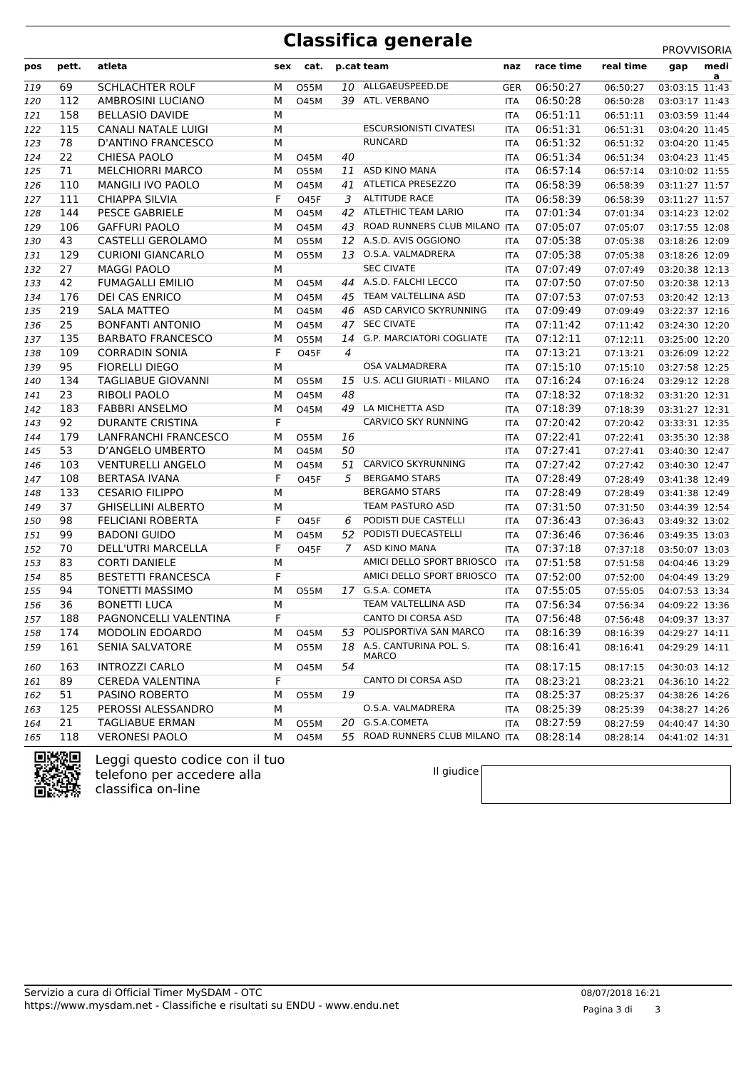# Classifica generale

PROVVISORIA

| pos | pett. | atleta | sex | cat. | p.cat | team | naz | race time | real time | gap | media |
|---|---|---|---|---|---|---|---|---|---|---|---|
| 119 | 69 | SCHLACHTER ROLF | M | O55M | 10 | ALLGAEUSPEED.DE | GER | 06:50:27 | 06:50:27 | 03:03:15 | 11:43 |
| 120 | 112 | AMBROSINI LUCIANO | M | O45M | 39 | ATL. VERBANO | ITA | 06:50:28 | 06:50:28 | 03:03:17 | 11:43 |
| 121 | 158 | BELLASIO DAVIDE | M | | | | ITA | 06:51:11 | 06:51:11 | 03:03:59 | 11:44 |
| 122 | 115 | CANALI NATALE LUIGI | M | | | ESCURSIONISTI CIVATESI | ITA | 06:51:31 | 06:51:31 | 03:04:20 | 11:45 |
| 123 | 78 | D'ANTINO FRANCESCO | M | | | RUNCARD | ITA | 06:51:32 | 06:51:32 | 03:04:20 | 11:45 |
| 124 | 22 | CHIESA PAOLO | M | O45M | 40 | | ITA | 06:51:34 | 06:51:34 | 03:04:23 | 11:45 |
| 125 | 71 | MELCHIORRI MARCO | M | O55M | 11 | ASD KINO MANA | ITA | 06:57:14 | 06:57:14 | 03:10:02 | 11:55 |
| 126 | 110 | MANGILI IVO PAOLO | M | O45M | 41 | ATLETICA PRESEZZO | ITA | 06:58:39 | 06:58:39 | 03:11:27 | 11:57 |
| 127 | 111 | CHIAPPA SILVIA | F | O45F | 3 | ALTITUDE RACE | ITA | 06:58:39 | 06:58:39 | 03:11:27 | 11:57 |
| 128 | 144 | PESCE GABRIELE | M | O45M | 42 | ATLETHIC TEAM LARIO | ITA | 07:01:34 | 07:01:34 | 03:14:23 | 12:02 |
| 129 | 106 | GAFFURI PAOLO | M | O45M | 43 | ROAD RUNNERS CLUB MILANO | ITA | 07:05:07 | 07:05:07 | 03:17:55 | 12:08 |
| 130 | 43 | CASTELLI GEROLAMO | M | O55M | 12 | A.S.D. AVIS OGGIONO | ITA | 07:05:38 | 07:05:38 | 03:18:26 | 12:09 |
| 131 | 129 | CURIONI GIANCARLO | M | O55M | 13 | O.S.A. VALMADRERA | ITA | 07:05:38 | 07:05:38 | 03:18:26 | 12:09 |
| 132 | 27 | MAGGI PAOLO | M | | | SEC CIVATE | ITA | 07:07:49 | 07:07:49 | 03:20:38 | 12:13 |
| 133 | 42 | FUMAGALLI EMILIO | M | O45M | 44 | A.S.D. FALCHI LECCO | ITA | 07:07:50 | 07:07:50 | 03:20:38 | 12:13 |
| 134 | 176 | DEI CAS ENRICO | M | O45M | 45 | TEAM VALTELLINA ASD | ITA | 07:07:53 | 07:07:53 | 03:20:42 | 12:13 |
| 135 | 219 | SALA MATTEO | M | O45M | 46 | ASD CARVICO SKYRUNNING | ITA | 07:09:49 | 07:09:49 | 03:22:37 | 12:16 |
| 136 | 25 | BONFANTI ANTONIO | M | O45M | 47 | SEC CIVATE | ITA | 07:11:42 | 07:11:42 | 03:24:30 | 12:20 |
| 137 | 135 | BARBATO FRANCESCO | M | O55M | 14 | G.P. MARCIATORI COGLIATE | ITA | 07:12:11 | 07:12:11 | 03:25:00 | 12:20 |
| 138 | 109 | CORRADIN SONIA | F | O45F | 4 | | ITA | 07:13:21 | 07:13:21 | 03:26:09 | 12:22 |
| 139 | 95 | FIORELLI DIEGO | M | | | OSA VALMADRERA | ITA | 07:15:10 | 07:15:10 | 03:27:58 | 12:25 |
| 140 | 134 | TAGLIABUE GIOVANNI | M | O55M | 15 | U.S. ACLI GIURIATI - MILANO | ITA | 07:16:24 | 07:16:24 | 03:29:12 | 12:28 |
| 141 | 23 | RIBOLI PAOLO | M | O45M | 48 | | ITA | 07:18:32 | 07:18:32 | 03:31:20 | 12:31 |
| 142 | 183 | FABBRI ANSELMO | M | O45M | 49 | LA MICHETTA ASD | ITA | 07:18:39 | 07:18:39 | 03:31:27 | 12:31 |
| 143 | 92 | DURANTE CRISTINA | F | | | CARVICO SKY RUNNING | ITA | 07:20:42 | 07:20:42 | 03:33:31 | 12:35 |
| 144 | 179 | LANFRANCHI FRANCESCO | M | O55M | 16 | | ITA | 07:22:41 | 07:22:41 | 03:35:30 | 12:38 |
| 145 | 53 | D'ANGELO UMBERTO | M | O45M | 50 | | ITA | 07:27:41 | 07:27:41 | 03:40:30 | 12:47 |
| 146 | 103 | VENTURELLI ANGELO | M | O45M | 51 | CARVICO SKYRUNNING | ITA | 07:27:42 | 07:27:42 | 03:40:30 | 12:47 |
| 147 | 108 | BERTASA IVANA | F | O45F | 5 | BERGAMO STARS | ITA | 07:28:49 | 07:28:49 | 03:41:38 | 12:49 |
| 148 | 133 | CESARIO FILIPPO | M | | | BERGAMO STARS | ITA | 07:28:49 | 07:28:49 | 03:41:38 | 12:49 |
| 149 | 37 | GHISELLINI ALBERTO | M | | | TEAM PASTURO ASD | ITA | 07:31:50 | 07:31:50 | 03:44:39 | 12:54 |
| 150 | 98 | FELICIANI ROBERTA | F | O45F | 6 | PODISTI DUE CASTELLI | ITA | 07:36:43 | 07:36:43 | 03:49:32 | 13:02 |
| 151 | 99 | BADONI GUIDO | M | O45M | 52 | PODISTI DUECASTELLI | ITA | 07:36:46 | 07:36:46 | 03:49:35 | 13:03 |
| 152 | 70 | DELL'UTRI MARCELLA | F | O45F | 7 | ASD KINO MANA | ITA | 07:37:18 | 07:37:18 | 03:50:07 | 13:03 |
| 153 | 83 | CORTI DANIELE | M | | | AMICI DELLO SPORT BRIOSCO | ITA | 07:51:58 | 07:51:58 | 04:04:46 | 13:29 |
| 154 | 85 | BESTETTI FRANCESCA | F | | | AMICI DELLO SPORT BRIOSCO | ITA | 07:52:00 | 07:52:00 | 04:04:49 | 13:29 |
| 155 | 94 | TONETTI MASSIMO | M | O55M | 17 | G.S.A. COMETA | ITA | 07:55:05 | 07:55:05 | 04:07:53 | 13:34 |
| 156 | 36 | BONETTI LUCA | M | | | TEAM VALTELLINA ASD | ITA | 07:56:34 | 07:56:34 | 04:09:22 | 13:36 |
| 157 | 188 | PAGNONCELLI VALENTINA | F | | | CANTO DI CORSA ASD | ITA | 07:56:48 | 07:56:48 | 04:09:37 | 13:37 |
| 158 | 174 | MODOLIN EDOARDO | M | O45M | 53 | POLISPORTIVA SAN MARCO | ITA | 08:16:39 | 08:16:39 | 04:29:27 | 14:11 |
| 159 | 161 | SENIA SALVATORE | M | O55M | 18 | A.S. CANTURINA POL. S. MARCO | ITA | 08:16:41 | 08:16:41 | 04:29:29 | 14:11 |
| 160 | 163 | INTROZZI CARLO | M | O45M | 54 | | ITA | 08:17:15 | 08:17:15 | 04:30:03 | 14:12 |
| 161 | 89 | CEREDA VALENTINA | F | | | CANTO DI CORSA ASD | ITA | 08:23:21 | 08:23:21 | 04:36:10 | 14:22 |
| 162 | 51 | PASINO ROBERTO | M | O55M | 19 | | ITA | 08:25:37 | 08:25:37 | 04:38:26 | 14:26 |
| 163 | 125 | PEROSSI ALESSANDRO | M | | | O.S.A. VALMADRERA | ITA | 08:25:39 | 08:25:39 | 04:38:27 | 14:26 |
| 164 | 21 | TAGLIABUE ERMAN | M | O55M | 20 | G.S.A.COMETA | ITA | 08:27:59 | 08:27:59 | 04:40:47 | 14:30 |
| 165 | 118 | VERONESI PAOLO | M | O45M | 55 | ROAD RUNNERS CLUB MILANO | ITA | 08:28:14 | 08:28:14 | 04:41:02 | 14:31 |

Leggi questo codice con il tuo telefono per accedere alla classifica on-line

Il giudice

Servizio a cura di Official Timer MySDAM - OTC
https://www.mysdam.net - Classifiche e risultati su ENDU - www.endu.net

08/07/2018 16:21